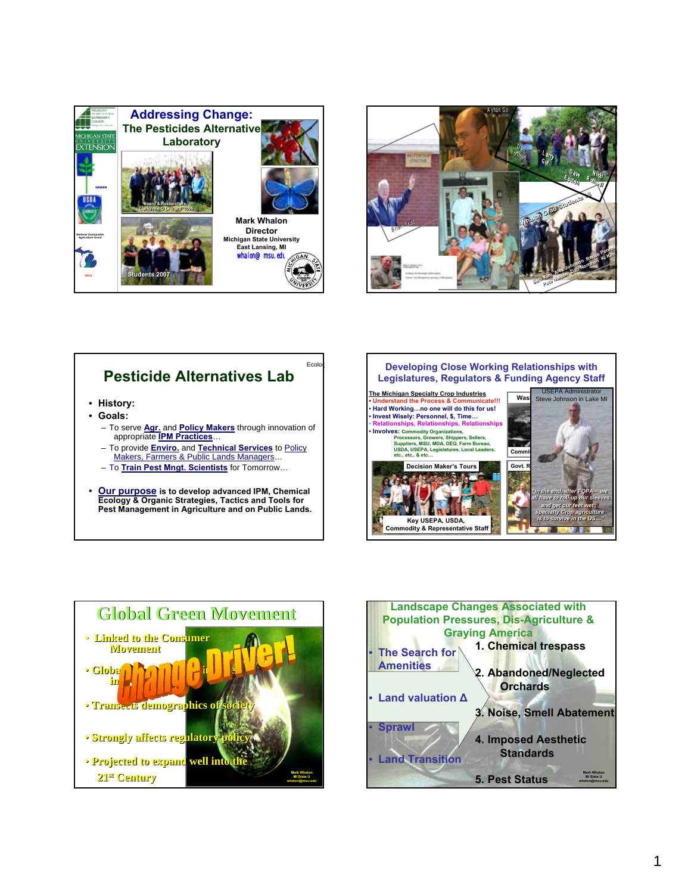## Addressing Change: The Pesticides Alternative Laboratory

Board & Researchers, Clarksville Orchard 2006

Students 2007

Mark Whalon
Director
Michigan State University
East Lansing, MI
whalon@msu.edu

Ayhan Go

Dan Northan

Larry Gut

Dave Epstein

Nikki Rothwell

Brian Cruz

Whalon Grad Students

Sam Kim, Alex Johnson, Renee Pereault, Pete Nelson, Dan Northam, Ki Kim

## Pesticide Alternatives Lab

Ecolog

- History:
- Goals:
  - To serve Agr. and Policy Makers through innovation of appropriate IPM Practices…
  - To provide Enviro. and Technical Services to Policy Makers, Farmers & Public Lands Managers…
  - To Train Pest Mngt. Scientists for Tomorrow…
- Our purpose is to develop advanced IPM, Chemical Ecology & Organic Strategies, Tactics and Tools for Pest Management in Agriculture and on Public Lands.

## Developing Close Working Relationships with Legislatures, Regulators & Funding Agency Staff

The Michigan Specialty Crop Industries

- Understand the Process & Communicate!!!
- Hard Working…no one will do this for us!
- Invest Wisely: Personnel, $, Time…
- Relationships, Relationships, Relationships
- Involves: Commodity Organizations, Processors, Growers, Shippers, Sellers, Suppliers, MSU, MDA, DEQ, Farm Bureau, USDA, USEPA, Legislatures, Local Leaders, etc., etc., & etc…

Decision Maker's Tours

Key USEPA, USDA, Commodity & Representative Staff

Was

Commi

Govt. R

USEPA Administrator Steve Johnson in Lake MI

"In the end, after FQPA-- we all have to roll-up our sleeves and get our feet wet if specialty Crop agriculture is to survive in the US…"

## Global Green Movement

Change Driver!

- Linked to the Consumer Movement
- Globa… in…
- Transects demographics of society
- Strongly affects regulatory policy
- Projected to expand well into the 21st Century

Mark Whalon
MI State U
whalon@msu.edu

## Landscape Changes Associated with Population Pressures, Dis-Agriculture & Graying America

- The Search for Amenities
- Land valuation Δ
- Sprawl
- Land Transition

1. Chemical trespass
2. Abandoned/Neglected Orchards
3. Noise, Smell Abatement
4. Imposed Aesthetic Standards
5. Pest Status

Mark Whalon
MI State U
whalon@msu.edu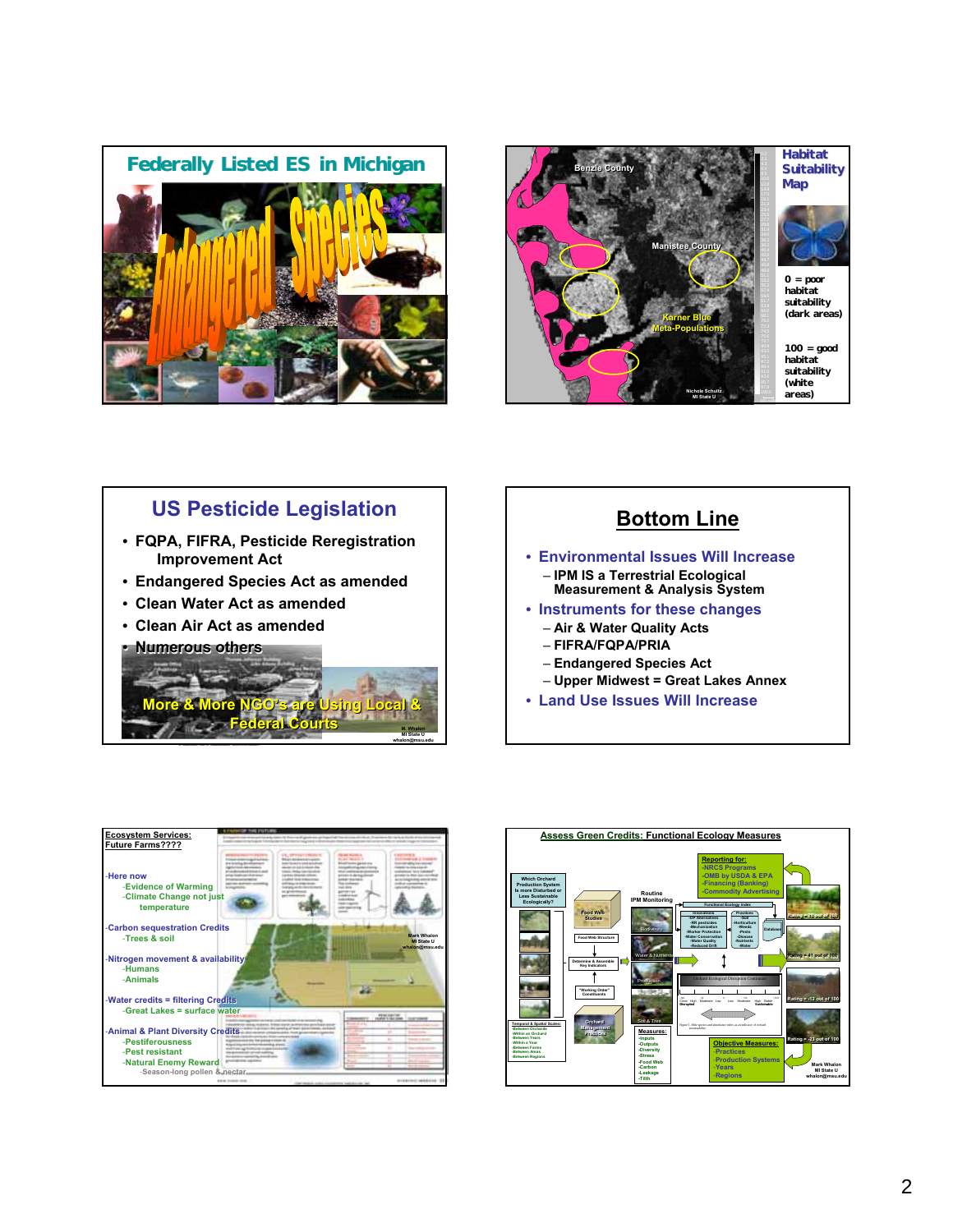## Federally Listed ES in Michigan

Endangered Species

## Habitat Suitability Map

Benzie County

Manistee County

Karner Blue Meta-Populations

0 = poor habitat suitability (dark areas)

100 = good habitat suitability (white areas)

Nichole Schultz
MI State U

## US Pesticide Legislation

- FQPA, FIFRA, Pesticide Reregistration Improvement Act
- Endangered Species Act as amended
- Clean Water Act as amended
- Clean Air Act as amended
- Numerous others

More & More NGO's are Using Local & Federal Courts

M. Whalon
MI State U
whalon@msu.edu

## Bottom Line

- Environmental Issues Will Increase
  - IPM IS a Terrestrial Ecological Measurement & Analysis System
- Instruments for these changes
  - Air & Water Quality Acts
  - FIFRA/FQPA/PRIA
  - Endangered Species Act
  - Upper Midwest = Great Lakes Annex
- Land Use Issues Will Increase

## Ecosystem Services: Future Farms????

- Here now
  - Evidence of Warming
  - Climate Change not just temperature
- Carbon sequestration Credits
  - Trees & soil
- Nitrogen movement & availability
  - Humans
  - Animals
- Water credits = filtering Credits
  - Great Lakes = surface water
- Animal & Plant Diversity Credits
  - Pestiferousness
  - Pest resistant
  - Natural Enemy Reward
    - Season-long pollen & nectar

Mark Whalon
MI State U
whalon@msu.edu

## Assess Green Credits: Functional Ecology Measures

Reporting for:
- NRCS Programs
- OMB by USDA & EPA
- Financing (Banking)
- Commodity Advertising

Which Orchard Production System is more Disturbed or Less Sustainable Ecologically?

Routine IPM Monitoring

Food Web Studies

Food Web Structure

Determine & Assemble Key Indicators

"Working Order" Constituents

Functional Ecology Index

Biodiversity

Water & Nutrients

Predation

Soil & Tree

Orchard Management Practices

Database

Orchard Ecological Disruption Continuum

Temporal & Spatial Scales:
- Between Orchards
- Within an Orchard
- Between Years
- Within a Year
- Between Farms
- Between Areas
- Between Regions

Measures:
- Inputs
- Outputs
- Diversity
- Stress
- Food Web
- Carbon
- Leakage
- Tilth

Objective Measures:
- Practices
- Production Systems
- Years
- Regions

Rating = 41 out of 100

Rating = 12 out of 100

Rating = 23 out of 100

Mark Whalon
MI State U
whalon@msu.edu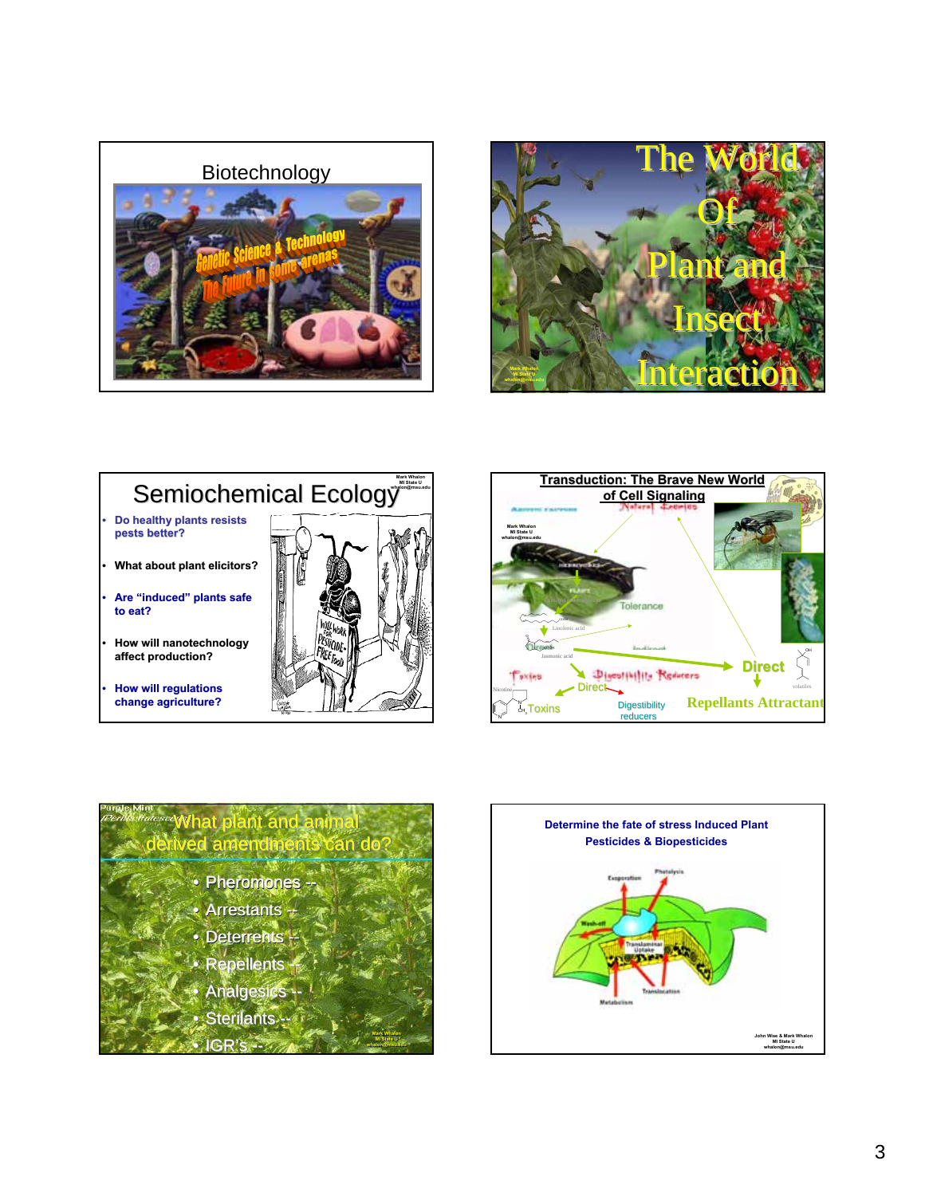## Biotechnology

Genetic Science & Technology
The Future in some arenas

## The World Of Plant and Insect Interaction

Mark Whalon
MI State U
whalon@msu.edu

## Semiochemical Ecology

Mark Whalon
MI State U
whalon@msu.edu

- Do healthy plants resists pests better?
- What about plant elicitors?
- Are "induced" plants safe to eat?
- How will nanotechnology affect production?
- How will regulations change agriculture?

## Transduction: The Brave New World of Cell Signaling

Mark Whalon
MI State U
whalon@msu.edu

Abiotic factors
Natural Enemies
Herbivores
Plant
Tolerance
Linolenic acid
Jasmonic acid
Indirect
Direct
Toxins
Digestibility Reducers
Direct
Nicotine
Toxins
Digestibility reducers
volatiles
Repellants Attractants

## What plant and animal derived amendments can do?

Purple Mint
(Perilla frutescens)

- Pheromones --
- Arrestants --
- Deterrents --
- Repellents --
- Analgesics --
- Sterilants --
- IGR's --

Mark Whalon
MI State U
whalon@msu.edu

## Determine the fate of stress Induced Plant Pesticides & Biopesticides

Evaporation
Photolysis
Wash-off
Translaminar Uptake
Metabolism
Translocation

John Wise & Mark Whalon
MI State U
whalon@msu.edu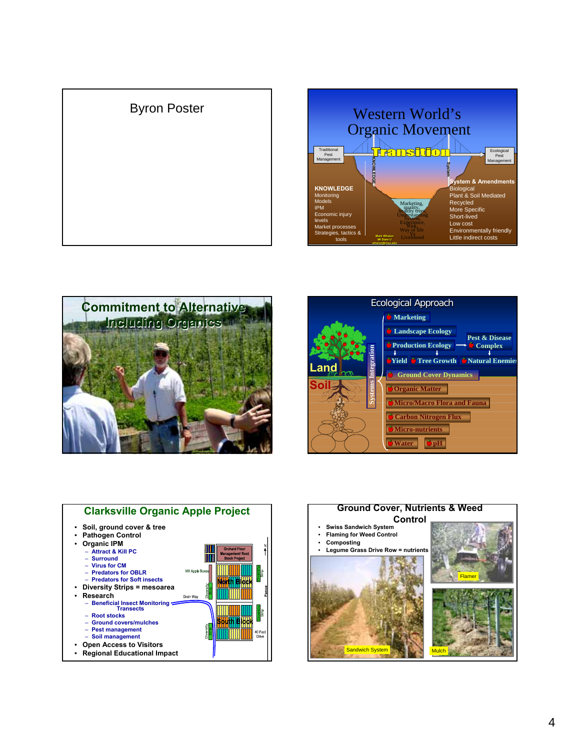## Byron Poster

## Western World's Organic Movement

Traditional Pest Management

**Transition**

Ecological Pest Management

KNOWLEDGE

System

**KNOWLEDGE**
Monitoring
Models
IPM
Economic injury levels
Market processes
Strategies, tactics & tools

Marketing, quality, healthy trees, Understanding System, Experience, Risk, Way of life Vs Livelihood

Mark Whalon
MI State U
whalon@msu.edu

**System & Amendments**
Biological
Plant & Soil Mediated
Recycled
More Specific
Short-lived
Low cost
Environmentally friendly
Little indirect costs

## Commitment to Alternative Including Organics

## Ecological Approach

Land

Soil

Systems Integration

- Marketing
- Landscape Ecology
- Production Ecology → Pest & Disease Complex
- Yield
- Tree Growth
- Natural Enemies
- Ground Cover Dynamics
- Organic Matter
- Micro/Macro Flora and Fauna
- Carbon Nitrogen Flux
- Micro-nutrients
- Water
- pH

## Clarksville Organic Apple Project

- Soil, ground cover & tree
- Pathogen Control
- Organic IPM
  - Attract & Kill PC
  - Surround
  - Virus for CM
  - Predators for OBLR
  - Predators for Soft insects
- Diversity Strips = mesoarea
- Research
  - Beneficial Insect Monitoring Transects
  - Root stocks
  - Ground covers/mulches
  - Pest management
  - Soil management
- Open Access to Visitors
- Regional Educational Impact

Orchard Floor Management/ Root Stock Project

MX Apple Boxes

North Block

South Block

Diversity Strip

Drain Way

Fence

40 Foot Drive

N

## Ground Cover, Nutrients & Weed Control

- Swiss Sandwich System
- Flaming for Weed Control
- Composting
- Legume Grass Drive Row = nutrients

Flamer

Sandwich System

Mulch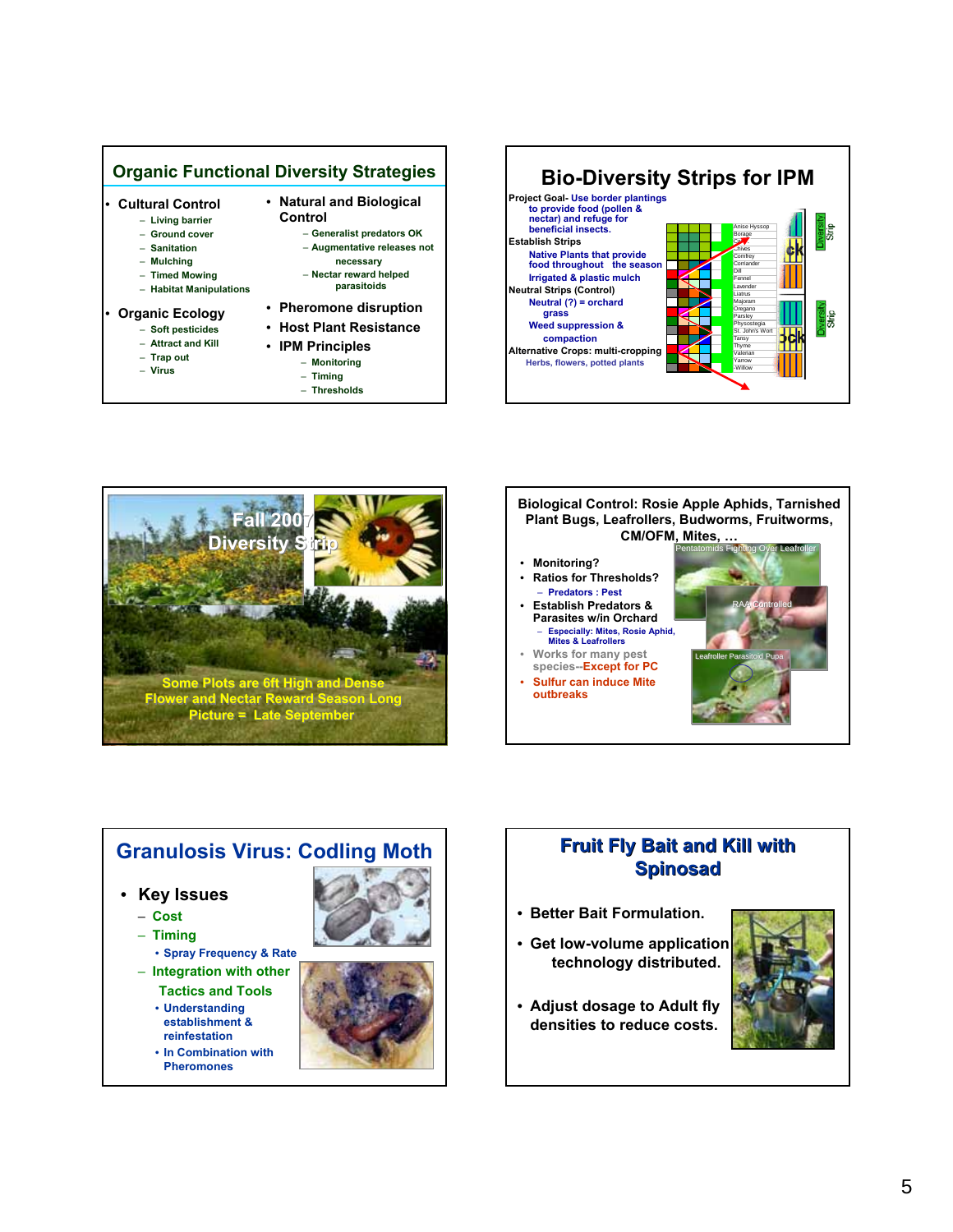## Organic Functional Diversity Strategies

- Cultural Control
  - Living barrier
  - Ground cover
  - Sanitation
  - Mulching
  - Timed Mowing
  - Habitat Manipulations
- Organic Ecology
  - Soft pesticides
  - Attract and Kill
  - Trap out
  - Virus
- Natural and Biological Control
  - Generalist predators OK
  - Augmentative releases not necessary
  - Nectar reward helped parasitoids
- Pheromone disruption
- Host Plant Resistance
- IPM Principles
  - Monitoring
  - Timing
  - Thresholds

## Bio-Diversity Strips for IPM

Project Goal- Use border plantings to provide food (pollen & nectar) and refuge for beneficial insects.

Establish Strips

- Native Plants that provide food throughout the season
- Irrigated & plastic mulch

Neutral Strips (Control)

- Neutral (?) = orchard grass
- Weed suppression & compaction

Alternative Crops: multi-cropping

- Herbs, flowers, potted plants

Anise Hyssop, Borage, Cat, Chives, Comfrey, Coriander, Dill, Fennel, Lavender, Liatrus, Majoram, Oregano, Parsley, Physostegia, St. John's Wort, Tansy, Thyme, Valerian, Yarrow, Willow

Diversity Strip · ck · Diversity Strip · ck

## Fall 2007 Diversity Strip

Some Plots are 6ft High and Dense Flower and Nectar Reward Season Long

Picture = Late September

## Biological Control: Rosie Apple Aphids, Tarnished Plant Bugs, Leafrollers, Budworms, Fruitworms, CM/OFM, Mites, …

- Monitoring?
- Ratios for Thresholds?
  - Predators : Pest
- Establish Predators & Parasites w/in Orchard
  - Especially: Mites, Rosie Aphid, Mites & Leafrollers
- Works for many pest species--Except for PC
- Sulfur can induce Mite outbreaks

Pentatomids Fighting Over Leafroller

RAA Controlled

Leafroller Parasitoid Pupa

## Granulosis Virus: Codling Moth

- Key Issues
  - Cost
  - Timing
    - Spray Frequency & Rate
  - Integration with other Tactics and Tools
    - Understanding establishment & reinfestation
    - In Combination with Pheromones

## Fruit Fly Bait and Kill with Spinosad

- Better Bait Formulation.
- Get low-volume application technology distributed.
- Adjust dosage to Adult fly densities to reduce costs.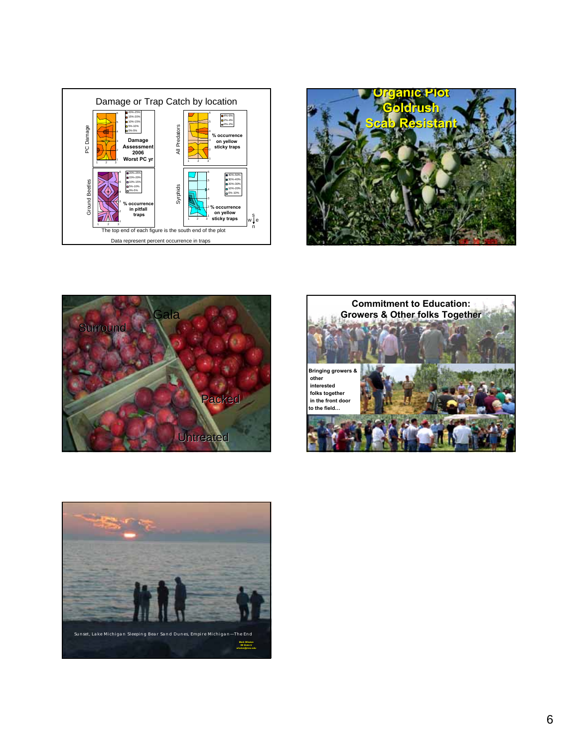## Damage or Trap Catch by location

PC Damage

Damage Assessment 2006 Worst PC yr

20%-25%
15%-20%
10%-15%
5%-10%
0%-5%

All Predators

% occurrence on yellow sticky traps

4%-6%
2%-4%
0%-2%

Ground Beetles

% occurrence in pitfall traps

20%-25%
15%-20%
10%-15%
5%-10%
0%-5%

Syrphids

% occurrence on yellow sticky traps

40%-50%
30%-40%
20%-30%
10%-20%
0%-10%

s
w e
n

The top end of each figure is the south end of the plot

Data represent percent occurrence in traps

## Organic Plot Goldrush Scab Resistant

Surround

Gala

Packed

Untreated

## Commitment to Education: Growers & Other folks Together

Bringing growers & other interested folks together in the front door to the field…

Sunset, Lake Michigan Sleeping Bear Sand Dunes, Empire Michigan—The End

Mark Whalon
MI State U
whalon@msu.edu